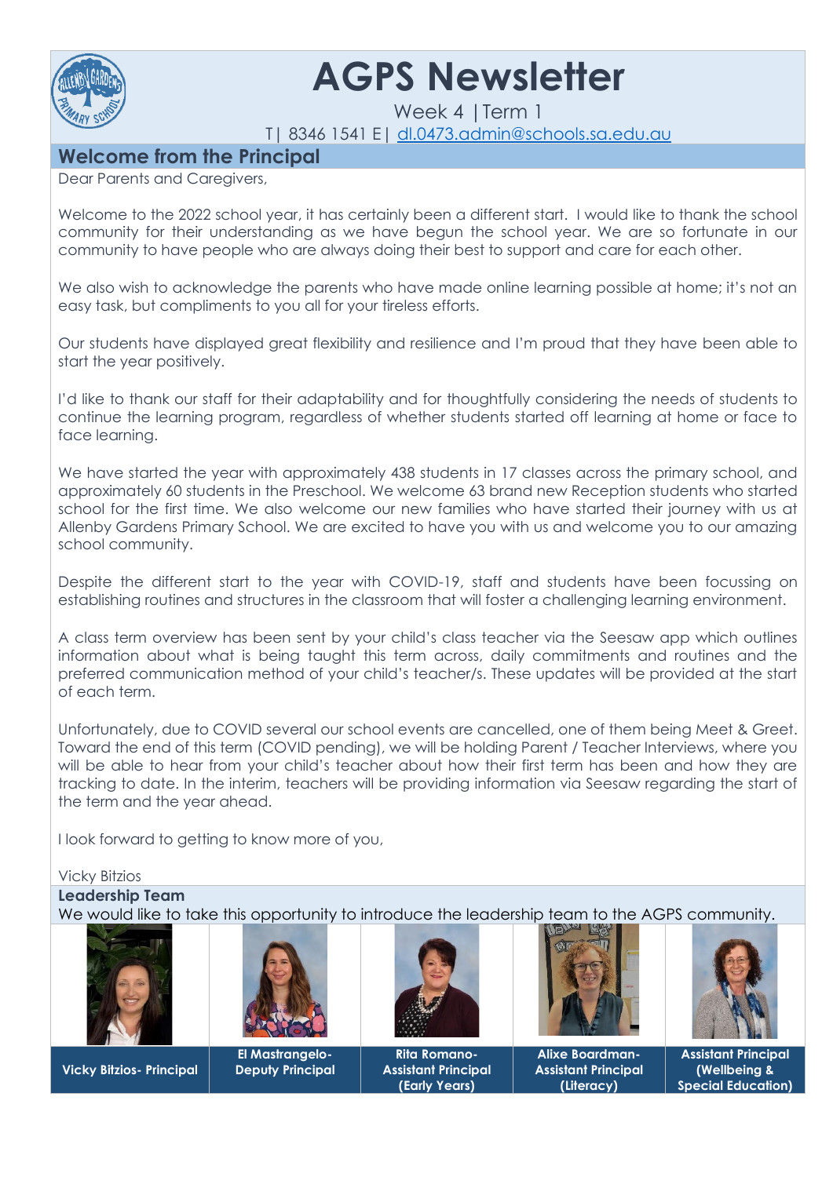# AGPS Newsletter

Week 4 | Term 1

T| 8346 1541 E| dl.0473.admin@schools.sa.edu.au

## Welcome from the Principal

Dear Parents and Caregivers,

Welcome to the 2022 school year, it has certainly been a different start. I would like to thank the school community for their understanding as we have begun the school year. We are so fortunate in our community to have people who are always doing their best to support and care for each other.

We also wish to acknowledge the parents who have made online learning possible at home; it's not an easy task, but compliments to you all for your tireless efforts.

Our students have displayed great flexibility and resilience and I'm proud that they have been able to start the year positively.

I'd like to thank our staff for their adaptability and for thoughtfully considering the needs of students to continue the learning program, regardless of whether students started off learning at home or face to face learning.

We have started the year with approximately 438 students in 17 classes across the primary school, and approximately 60 students in the Preschool. We welcome 63 brand new Reception students who started school for the first time. We also welcome our new families who have started their journey with us at Allenby Gardens Primary School. We are excited to have you with us and welcome you to our amazing school community.

Despite the different start to the year with COVID-19, staff and students have been focussing on establishing routines and structures in the classroom that will foster a challenging learning environment.

A class term overview has been sent by your child's class teacher via the Seesaw app which outlines information about what is being taught this term across, daily commitments and routines and the preferred communication method of your child's teacher/s. These updates will be provided at the start of each term.

Unfortunately, due to COVID several our school events are cancelled, one of them being Meet & Greet. Toward the end of this term (COVID pending), we will be holding Parent / Teacher Interviews, where you will be able to hear from your child's teacher about how their first term has been and how they are tracking to date. In the interim, teachers will be providing information via Seesaw regarding the start of the term and the year ahead.

I look forward to getting to know more of you,

Vicky Bitzios

## Leadership Team

We would like to take this opportunity to introduce the leadership team to the AGPS community.

| Vicky Bitzios- Principal | El Mastrangelo- Deputy Principal | Rita Romano- Assistant Principal (Early Years) | Alixe Boardman- Assistant Principal (Literacy) | Assistant Principal (Wellbeing & Special Education) |
|---|---|---|---|---|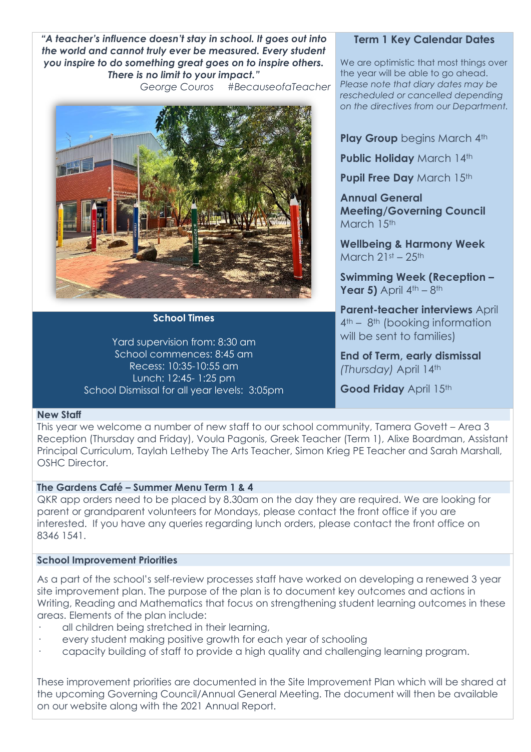***"A teacher's influence doesn't stay in school. It goes out into the world and cannot truly ever be measured. Every student you inspire to do something great goes on to inspire others. There is no limit to your impact."***

*George Couros #BecauseofaTeacher*

**School Times**

Yard supervision from: 8:30 am
School commences: 8:45 am
Recess: 10:35-10:55 am
Lunch: 12:45- 1:25 pm
School Dismissal for all year levels: 3:05pm

## Term 1 Key Calendar Dates

We are optimistic that most things over the year will be able to go ahead. *Please note that diary dates may be rescheduled or cancelled depending on the directives from our Department.*

**Play Group** begins March 4th

**Public Holiday** March 14th

**Pupil Free Day** March 15th

**Annual General Meeting/Governing Council** March 15th

**Wellbeing & Harmony Week** March 21st – 25th

**Swimming Week (Reception – Year 5)** April 4th – 8th

**Parent-teacher interviews** April 4th – 8th (booking information will be sent to families)

**End of Term, early dismissal** *(Thursday)* April 14th

**Good Friday** April 15th

## New Staff

This year we welcome a number of new staff to our school community, Tamera Govett – Area 3 Reception (Thursday and Friday), Voula Pagonis, Greek Teacher (Term 1), Alixe Boardman, Assistant Principal Curriculum, Taylah Letheby The Arts Teacher, Simon Krieg PE Teacher and Sarah Marshall, OSHC Director.

## The Gardens Café – Summer Menu Term 1 & 4

QKR app orders need to be placed by 8.30am on the day they are required. We are looking for parent or grandparent volunteers for Mondays, please contact the front office if you are interested. If you have any queries regarding lunch orders, please contact the front office on 8346 1541.

## School Improvement Priorities

As a part of the school's self-review processes staff have worked on developing a renewed 3 year site improvement plan. The purpose of the plan is to document key outcomes and actions in Writing, Reading and Mathematics that focus on strengthening student learning outcomes in these areas. Elements of the plan include:

- all children being stretched in their learning,
- every student making positive growth for each year of schooling
- capacity building of staff to provide a high quality and challenging learning program.

These improvement priorities are documented in the Site Improvement Plan which will be shared at the upcoming Governing Council/Annual General Meeting. The document will then be available on our website along with the 2021 Annual Report.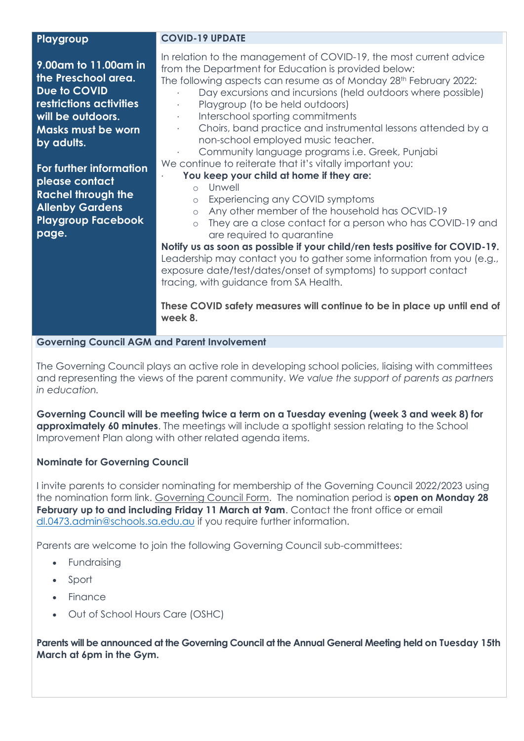## Playgroup

**9.00am to 11.00am in the Preschool area. Due to COVID restrictions activities will be outdoors. Masks must be worn by adults.**

**For further information please contact Rachel through the Allenby Gardens Playgroup Facebook page.**

## COVID-19 UPDATE

In relation to the management of COVID-19, the most current advice from the Department for Education is provided below:
The following aspects can resume as of Monday 28th February 2022:

- Day excursions and incursions (held outdoors where possible)
- Playgroup (to be held outdoors)
- Interschool sporting commitments
- Choirs, band practice and instrumental lessons attended by a non-school employed music teacher.
- Community language programs i.e. Greek, Punjabi

We continue to reiterate that it's vitally important you:

- **You keep your child at home if they are:**
  - Unwell
  - Experiencing any COVID symptoms
  - Any other member of the household has OCVID-19
  - They are a close contact for a person who has COVID-19 and are required to quarantine

**Notify us as soon as possible if your child/ren tests positive for COVID-19.** Leadership may contact you to gather some information from you (e.g., exposure date/test/dates/onset of symptoms) to support contact tracing, with guidance from SA Health.

**These COVID safety measures will continue to be in place up until end of week 8.**

## Governing Council AGM and Parent Involvement

The Governing Council plays an active role in developing school policies, liaising with committees and representing the views of the parent community. *We value the support of parents as partners in education.*

**Governing Council will be meeting twice a term on a Tuesday evening (week 3 and week 8) for approximately 60 minutes**. The meetings will include a spotlight session relating to the School Improvement Plan along with other related agenda items.

### Nominate for Governing Council

I invite parents to consider nominating for membership of the Governing Council 2022/2023 using the nomination form link. Governing Council Form. The nomination period is **open on Monday 28 February up to and including Friday 11 March at 9am**. Contact the front office or email dl.0473.admin@schools.sa.edu.au if you require further information.

Parents are welcome to join the following Governing Council sub-committees:

- Fundraising
- Sport
- Finance
- Out of School Hours Care (OSHC)

**Parents will be announced at the Governing Council at the Annual General Meeting held on Tuesday 15th March at 6pm in the Gym.**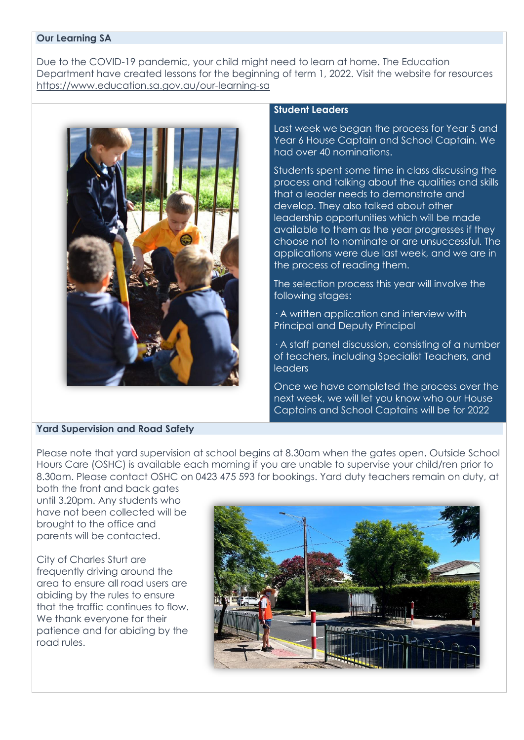## Our Learning SA

Due to the COVID-19 pandemic, your child might need to learn at home. The Education Department have created lessons for the beginning of term 1, 2022. Visit the website for resources https://www.education.sa.gov.au/our-learning-sa

## Student Leaders

Last week we began the process for Year 5 and Year 6 House Captain and School Captain. We had over 40 nominations.

Students spent some time in class discussing the process and talking about the qualities and skills that a leader needs to demonstrate and develop. They also talked about other leadership opportunities which will be made available to them as the year progresses if they choose not to nominate or are unsuccessful. The applications were due last week, and we are in the process of reading them.

The selection process this year will involve the following stages:

· A written application and interview with Principal and Deputy Principal

· A staff panel discussion, consisting of a number of teachers, including Specialist Teachers, and leaders

Once we have completed the process over the next week, we will let you know who our House Captains and School Captains will be for 2022

## Yard Supervision and Road Safety

Please note that yard supervision at school begins at 8.30am when the gates open**.** Outside School Hours Care (OSHC) is available each morning if you are unable to supervise your child/ren prior to 8.30am. Please contact OSHC on 0423 475 593 for bookings. Yard duty teachers remain on duty, at both the front and back gates until 3.20pm. Any students who have not been collected will be brought to the office and parents will be contacted.

City of Charles Sturt are frequently driving around the area to ensure all road users are abiding by the rules to ensure that the traffic continues to flow. We thank everyone for their patience and for abiding by the road rules.